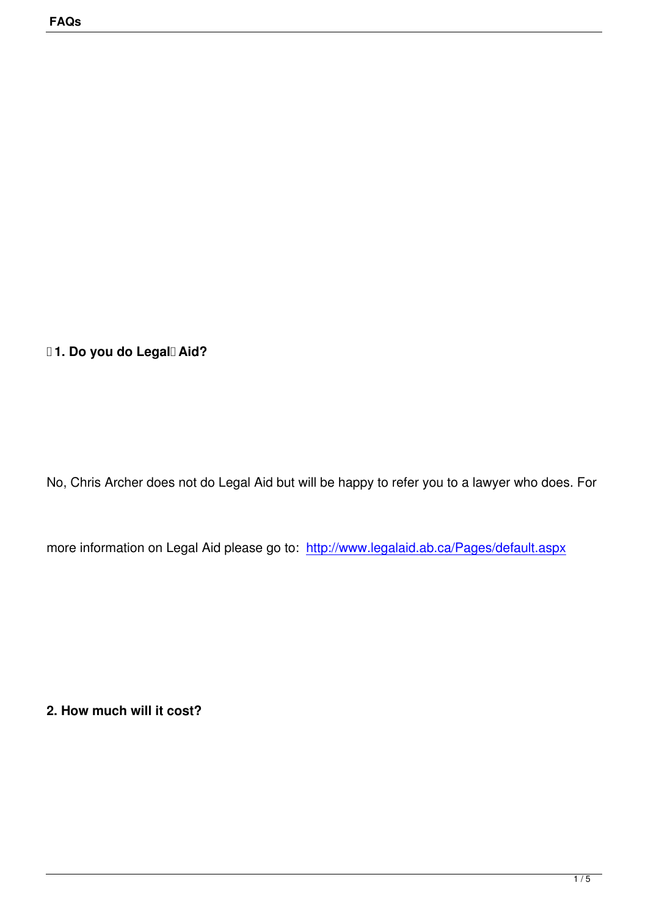**1. Do you do Legal Aid?**

No, Chris Archer does not do Legal Aid but will be happy to refer you to a lawyer who does. For more information on Legal Aid please go to: [http://www.legalaid.ab.ca/Pages/default.aspx](http://www.legalaid.ab.ca/Pages/default.aspx)

**2. How much will it cost?**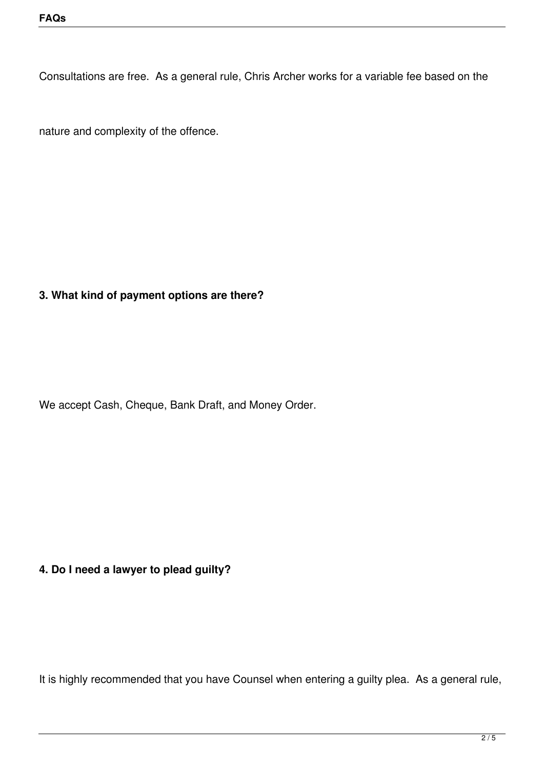Consultations are free. As a general rule, Chris Archer works for a variable fee based on the nature and complexity of the offence.

**3. What kind of payment options are there?**

We accept Cash, Cheque, Bank Draft, and Money Order.

**4. Do I need a lawyer to plead guilty?**

It is highly recommended that you have Counsel when entering a guilty plea. As a general rule,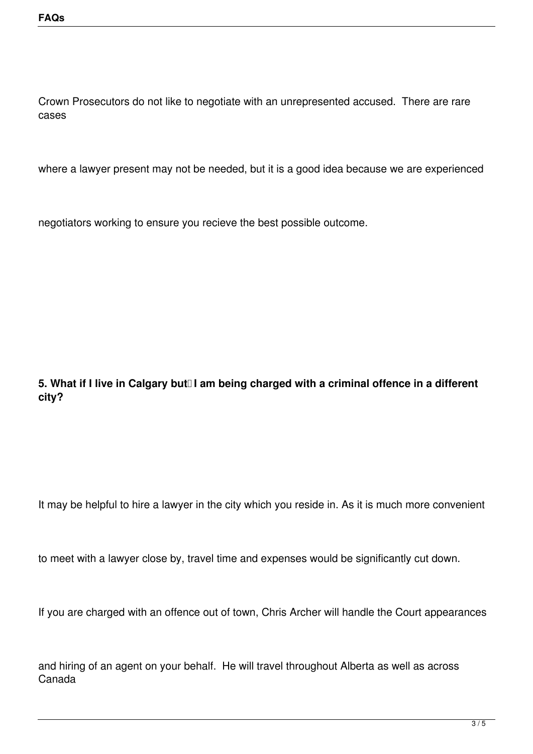Crown Prosecutors do not like to negotiate with an unrepresented accused. There are rare cases

where a lawyer present may not be needed, but it is a good idea because we are experienced

negotiators working to ensure you recieve the best possible outcome.

**5. What if I live in Calgary but I am being charged with a criminal offence in a different city?**

It may be helpful to hire a lawyer in the city which you reside in. As it is much more convenient

to meet with a lawyer close by, travel time and expenses would be significantly cut down.

If you are charged with an offence out of town, Chris Archer will handle the Court appearances

and hiring of an agent on your behalf. He will travel throughout Alberta as well as across Canada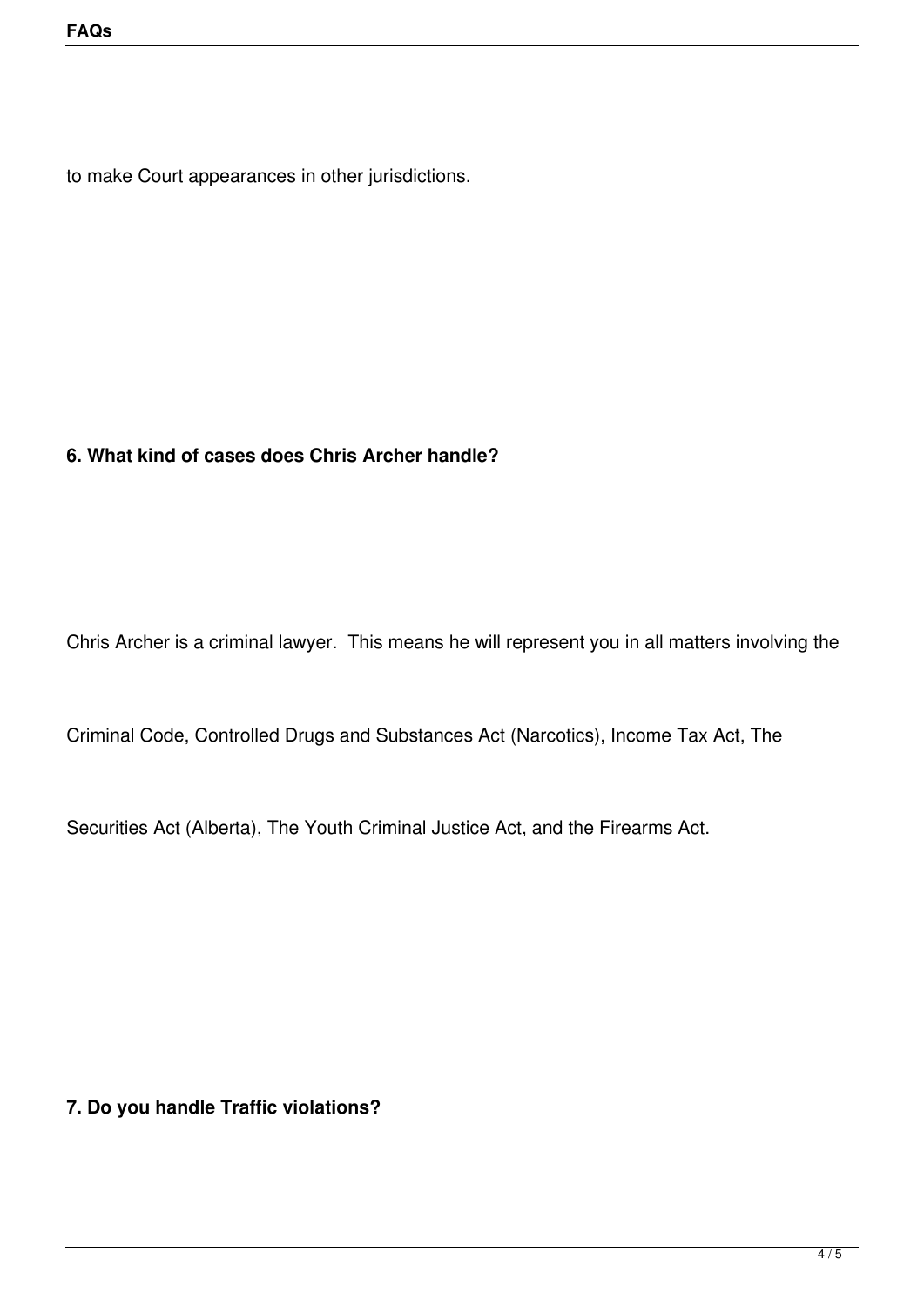to make Court appearances in other jurisdictions.

**6. What kind of cases does Chris Archer handle?**

Chris Archer is a criminal lawyer. This means he will represent you in all matters involving the Criminal Code, Controlled Drugs and Substances Act (Narcotics), Income Tax Act, The Securities Act (Alberta), The Youth Criminal Justice Act, and the Firearms Act.

**7. Do you handle Traffic violations?**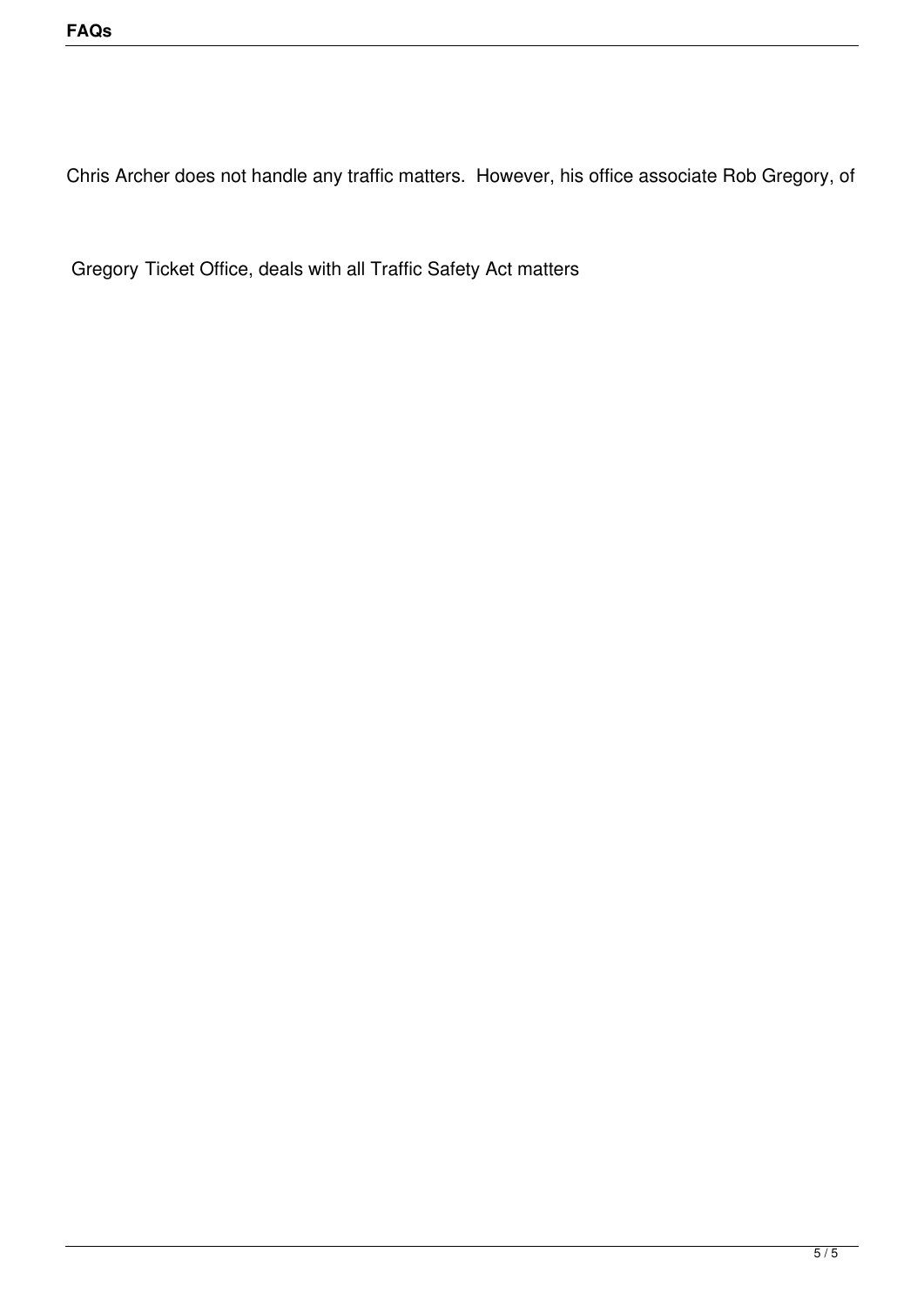Chris Archer does not handle any traffic matters.  However, his office associate Rob Gregory, of Gregory Ticket Office, deals with all Traffic Safety Act matters